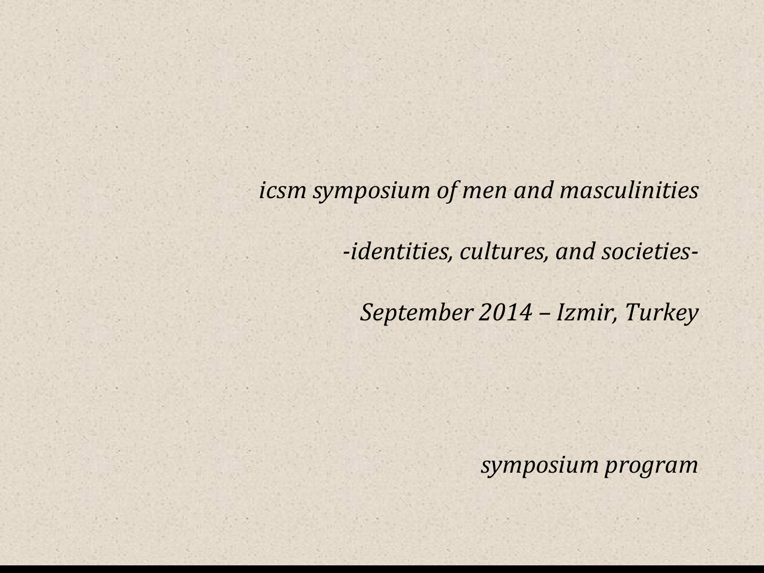*icsm symposium of men and masculinities*

*-identities, cultures, and societies-*

*September 2014 – Izmir, Turkey*

*symposium program*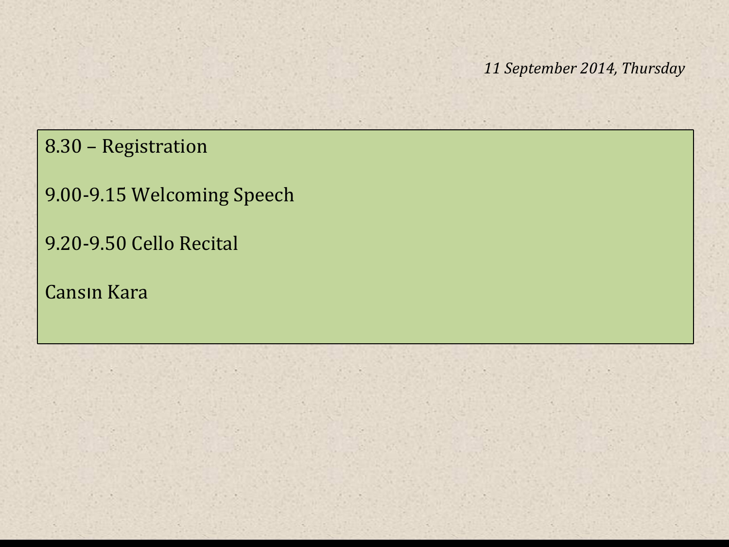*11 September 2014, Thursday*

8.30 – Registration

9.00-9.15 Welcoming Speech

9.20-9.50 Cello Recital

Cansın Kara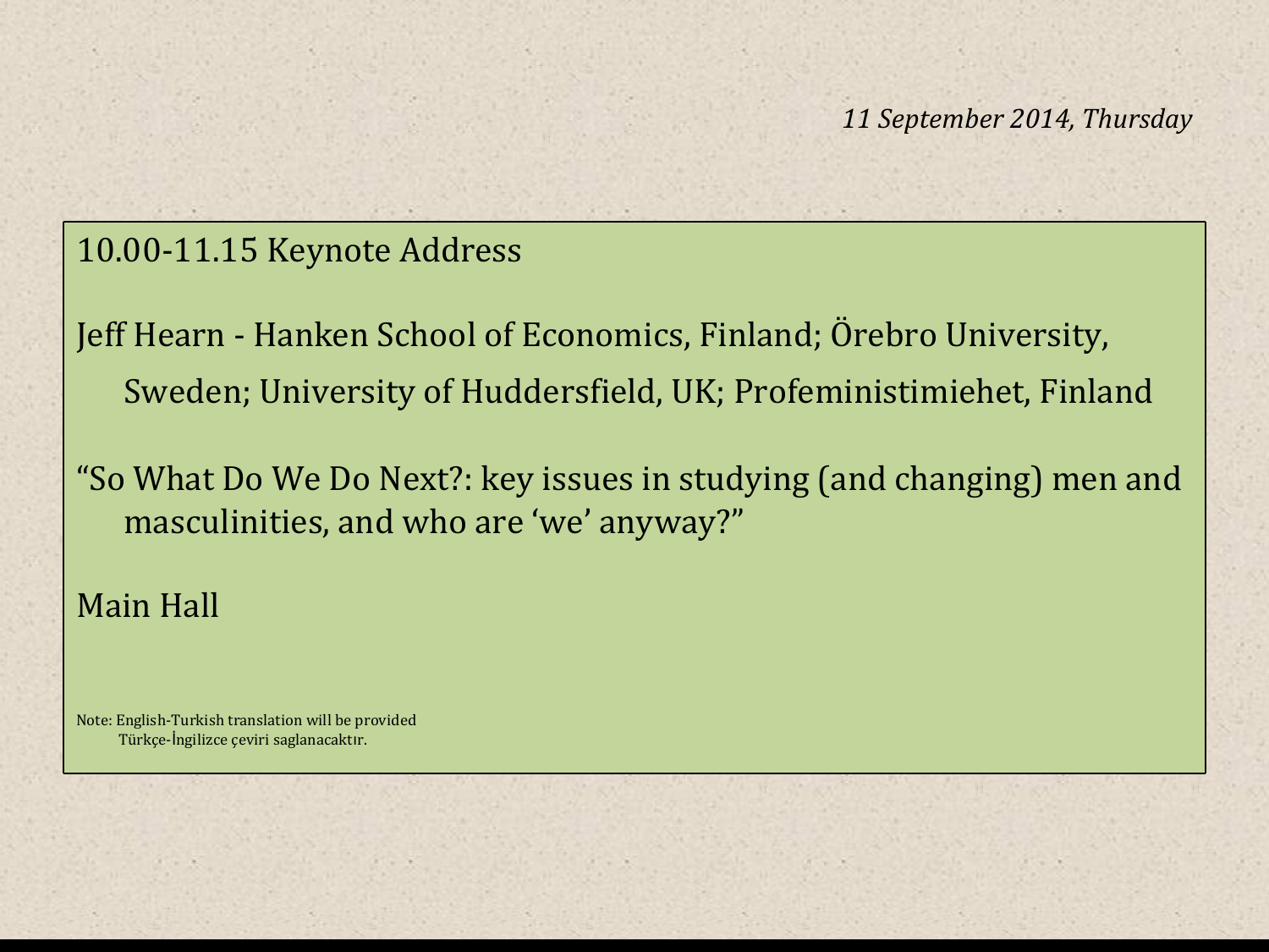*11 September 2014, Thursday*

10.00-11.15 Keynote Address

Jeff Hearn - Hanken School of Economics, Finland; Örebro University, Sweden; University of Huddersfield, UK; Profeministimiehet, Finland

"So What Do We Do Next?: key issues in studying (and changing) men and masculinities, and who are 'we' anyway?"

Main Hall

Note: English-Turkish translation will be provided
Türkçe-İngilizce çeviri saglanacaktır.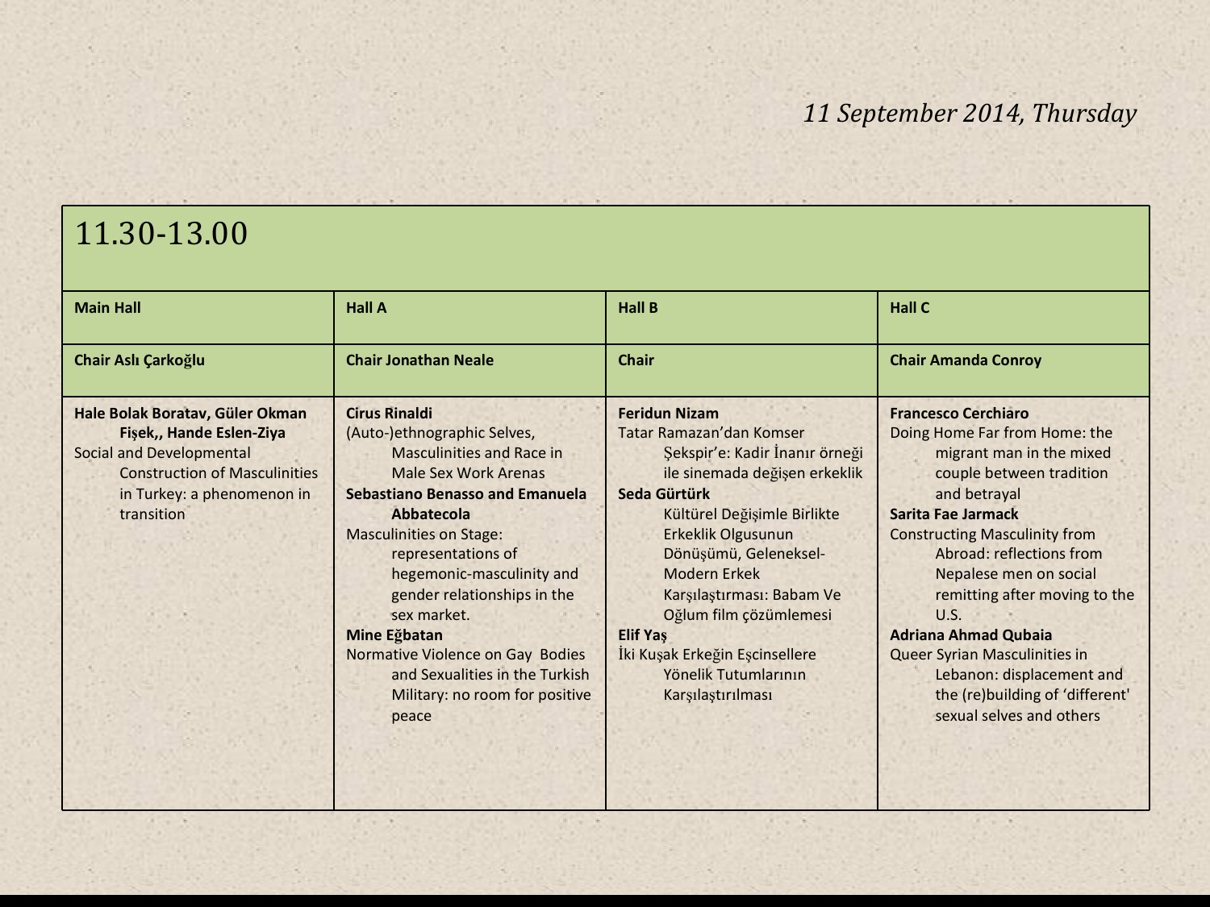*11 September 2014, Thursday*

| 11.30-13.00 | | | |
|---|---|---|---|
| **Main Hall** | **Hall A** | **Hall B** | **Hall C** |
| **Chair Aslı Çarkoğlu** | **Chair Jonathan Neale** | **Chair** | **Chair Amanda Conroy** |
| **Hale Bolak Boratav, Güler Okman Fişek,, Hande Eslen-Ziya** Social and Developmental Construction of Masculinities in Turkey: a phenomenon in transition | **Cirus Rinaldi** (Auto-)ethnographic Selves, Masculinities and Race in Male Sex Work Arenas **Sebastiano Benasso and Emanuela Abbatecola** Masculinities on Stage: representations of hegemonic-masculinity and gender relationships in the sex market. **Mine Eğbatan** Normative Violence on Gay Bodies and Sexualities in the Turkish Military: no room for positive peace | **Feridun Nizam** Tatar Ramazan'dan Komser Şekspir'e: Kadir İnanır örneği ile sinemada değişen erkeklik **Seda Gürtürk** Kültürel Değişimle Birlikte Erkeklik Olgusunun Dönüşümü, Geleneksel-Modern Erkek Karşılaştırması: Babam Ve Oğlum film çözümlemesi **Elif Yaş** İki Kuşak Erkeğin Eşcinsellere Yönelik Tutumlarının Karşılaştırılması | **Francesco Cerchiaro** Doing Home Far from Home: the migrant man in the mixed couple between tradition and betrayal **Sarita Fae Jarmack** Constructing Masculinity from Abroad: reflections from Nepalese men on social remitting after moving to the U.S. **Adriana Ahmad Qubaia** Queer Syrian Masculinities in Lebanon: displacement and the (re)building of 'different' sexual selves and others |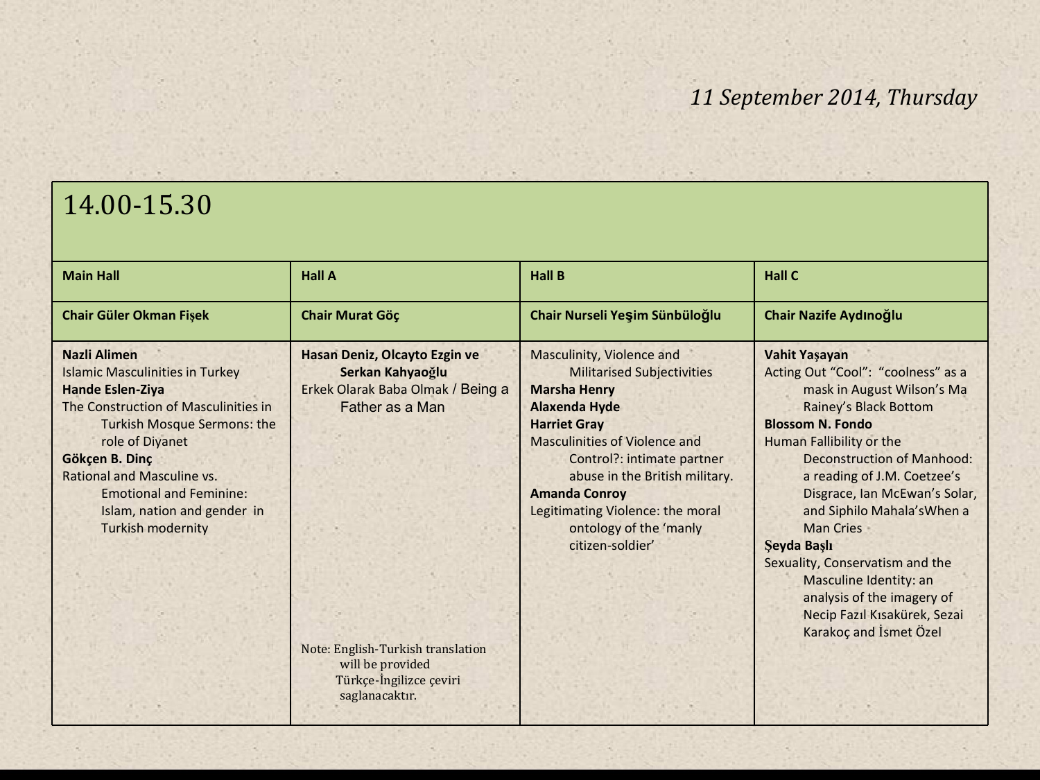*11 September 2014, Thursday*

| 14.00-15.30 | | | |
|---|---|---|---|
| **Main Hall** | **Hall A** | **Hall B** | **Hall C** |
| **Chair Güler Okman Fişek** | **Chair Murat Göç** | **Chair Nurseli Yeşim Sünbüloğlu** | **Chair Nazife Aydınoğlu** |
| **Nazli Alimen**<br>Islamic Masculinities in Turkey<br>**Hande Eslen-Ziya**<br>The Construction of Masculinities in Turkish Mosque Sermons: the role of Diyanet<br>**Gökçen B. Dinç**<br>Rational and Masculine vs. Emotional and Feminine: Islam, nation and gender in Turkish modernity | **Hasan Deniz, Olcayto Ezgin ve Serkan Kahyaoğlu**<br>Erkek Olarak Baba Olmak / Being a Father as a Man<br><br>Note: English-Turkish translation will be provided<br>Türkçe-İngilizce çeviri saglanacaktır. | Masculinity, Violence and Militarised Subjectivities<br>**Marsha Henry**<br>**Alaxenda Hyde**<br>**Harriet Gray**<br>Masculinities of Violence and Control?: intimate partner abuse in the British military.<br>**Amanda Conroy**<br>Legitimating Violence: the moral ontology of the 'manly citizen-soldier' | **Vahit Yaşayan**<br>Acting Out "Cool": "coolness" as a mask in August Wilson's Ma Rainey's Black Bottom<br>**Blossom N. Fondo**<br>Human Fallibility or the Deconstruction of Manhood: a reading of J.M. Coetzee's Disgrace, Ian McEwan's Solar, and Siphilo Mahala'sWhen a Man Cries<br>**Şeyda Başlı**<br>Sexuality, Conservatism and the Masculine Identity: an analysis of the imagery of Necip Fazıl Kısakürek, Sezai Karakoç and İsmet Özel |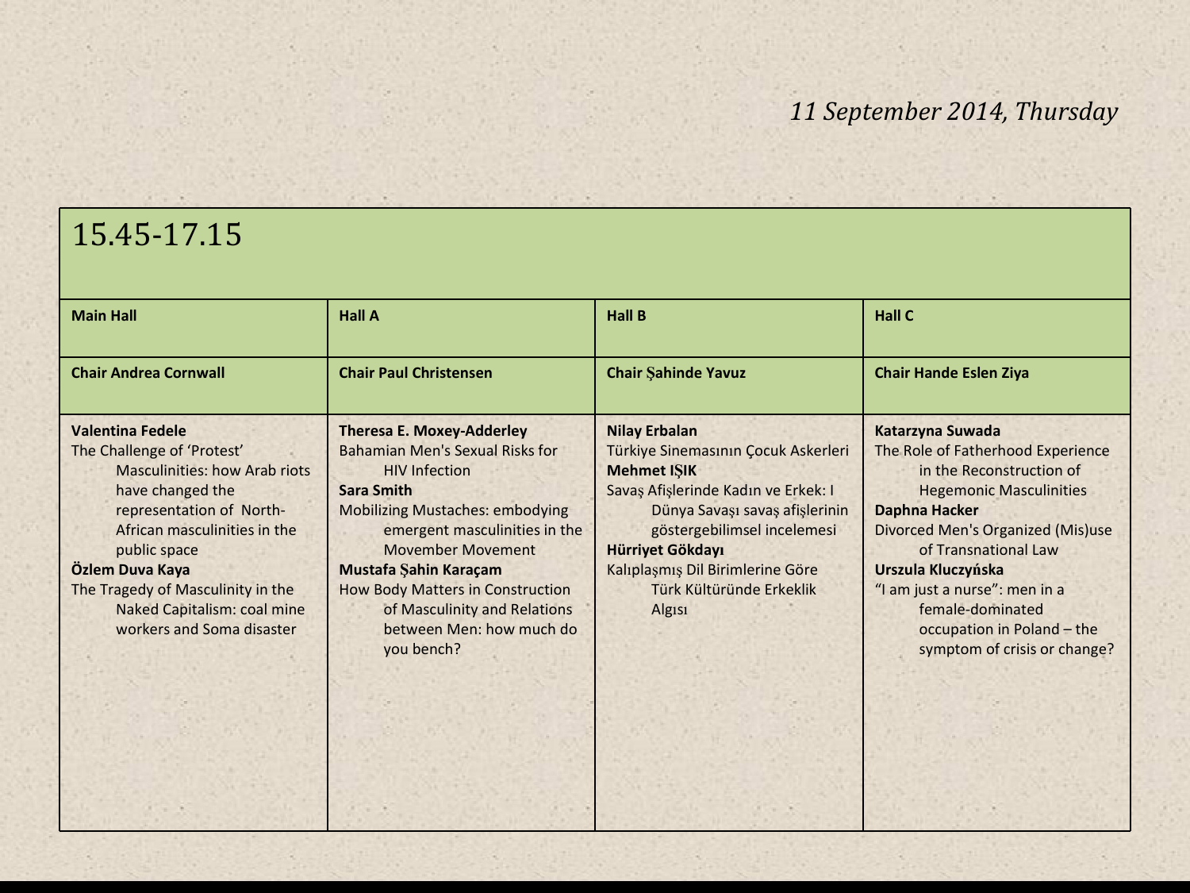*11 September 2014, Thursday*

| 15.45-17.15 | | | |
|---|---|---|---|
| **Main Hall** | **Hall A** | **Hall B** | **Hall C** |
| **Chair Andrea Cornwall** | **Chair Paul Christensen** | **Chair Şahinde Yavuz** | **Chair Hande Eslen Ziya** |
| **Valentina Fedele**<br>The Challenge of 'Protest' Masculinities: how Arab riots have changed the representation of North-African masculinities in the public space<br>**Özlem Duva Kaya**<br>The Tragedy of Masculinity in the Naked Capitalism: coal mine workers and Soma disaster | **Theresa E. Moxey-Adderley**<br>Bahamian Men's Sexual Risks for HIV Infection<br>**Sara Smith**<br>Mobilizing Mustaches: embodying emergent masculinities in the Movember Movement<br>**Mustafa Şahin Karaçam**<br>How Body Matters in Construction of Masculinity and Relations between Men: how much do you bench? | **Nilay Erbalan**<br>Türkiye Sinemasının Çocuk Askerleri<br>**Mehmet IŞIK**<br>Savaş Afişlerinde Kadın ve Erkek: I Dünya Savaşı savaş afişlerinin göstergebilimsel incelemesi<br>**Hürriyet Gökdayı**<br>Kalıplaşmış Dil Birimlerine Göre Türk Kültüründe Erkeklik Algısı | **Katarzyna Suwada**<br>The Role of Fatherhood Experience in the Reconstruction of Hegemonic Masculinities<br>**Daphna Hacker**<br>Divorced Men's Organized (Mis)use of Transnational Law<br>**Urszula Kluczyńska**<br>"I am just a nurse": men in a female-dominated occupation in Poland – the symptom of crisis or change? |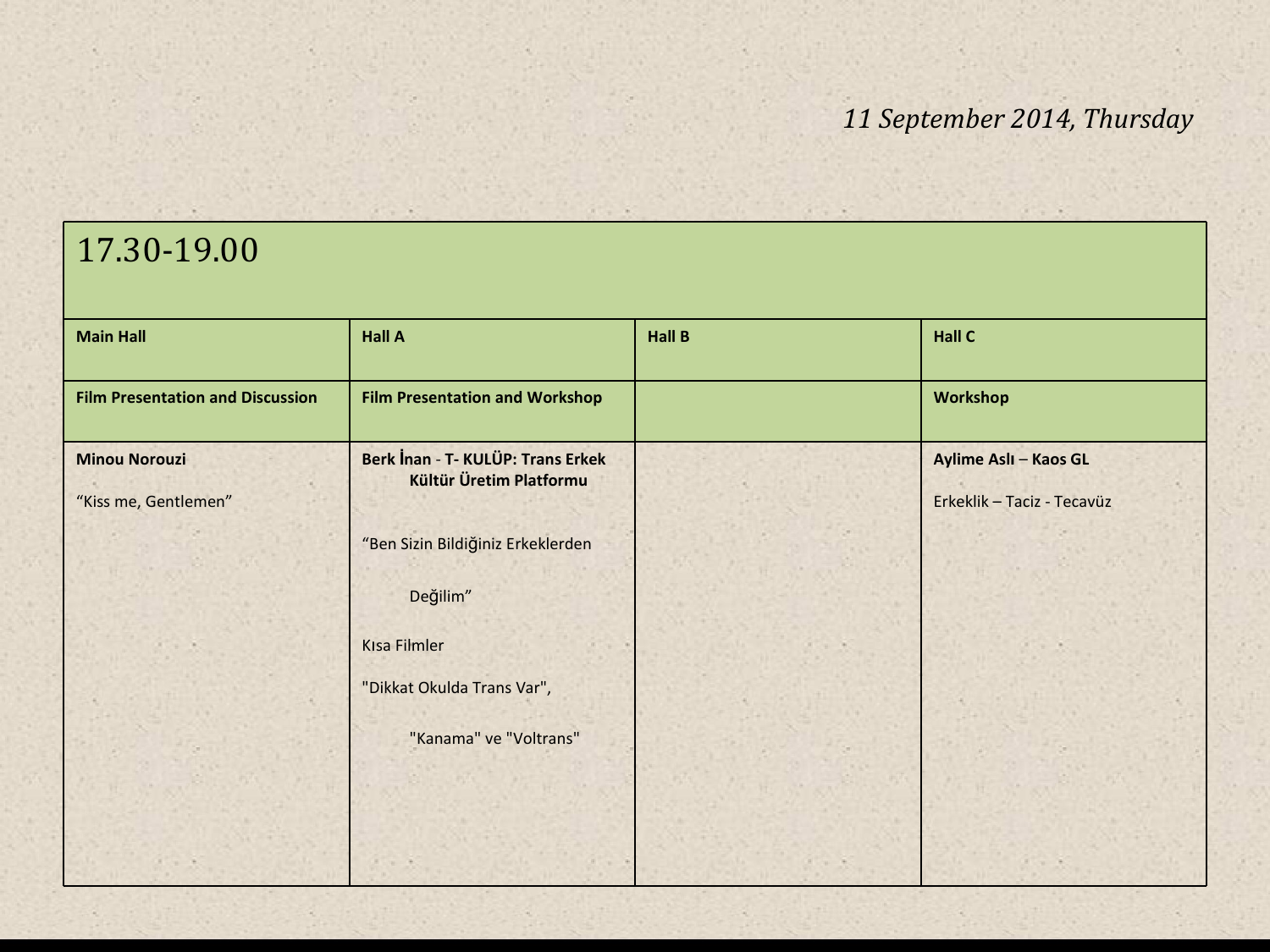*11 September 2014, Thursday*

| 17.30-19.00 | | | |
|---|---|---|---|
| **Main Hall** | **Hall A** | **Hall B** | **Hall C** |
| **Film Presentation and Discussion** | **Film Presentation and Workshop** | | **Workshop** |
| **Minou Norouzi**<br><br>“Kiss me, Gentlemen” | **Berk İnan - T- KULÜP: Trans Erkek Kültür Üretim Platformu**<br><br>“Ben Sizin Bildiğiniz Erkeklerden Değilim”<br><br>Kısa Filmler<br><br>"Dikkat Okulda Trans Var", "Kanama" ve "Voltrans" | | **Aylime Aslı – Kaos GL**<br><br>Erkeklik – Taciz - Tecavüz |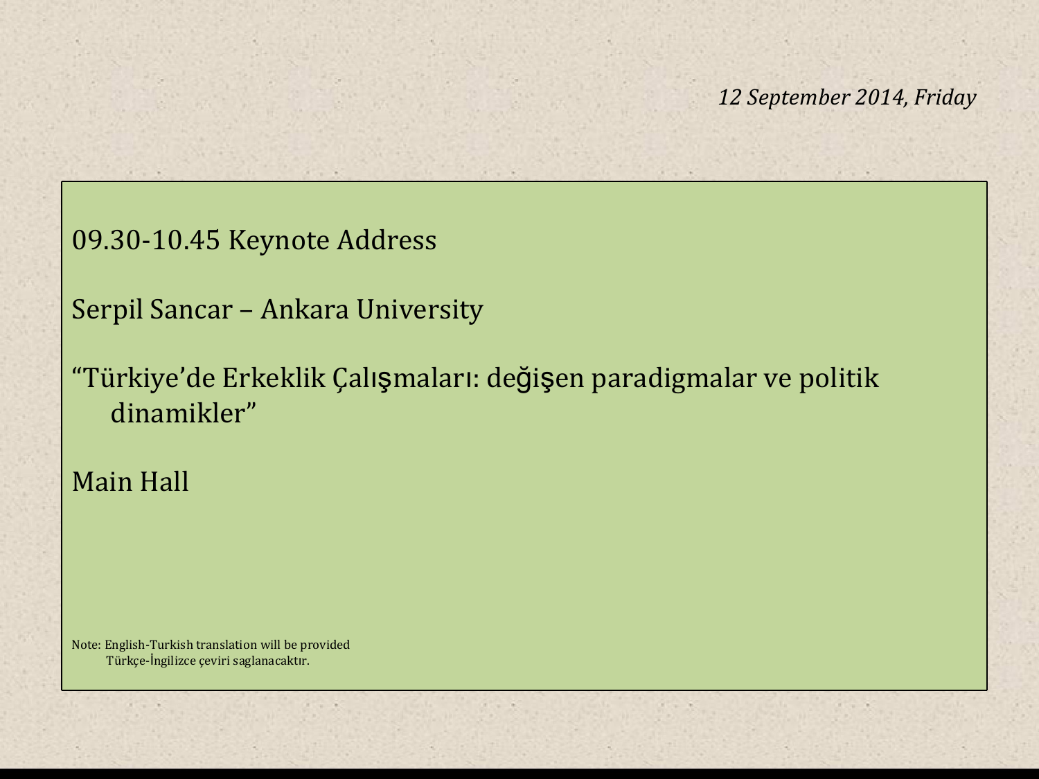*12 September 2014, Friday*

09.30-10.45 Keynote Address

Serpil Sancar – Ankara University

"Türkiye'de Erkeklik Çalışmaları: değişen paradigmalar ve politik dinamikler"

Main Hall

Note: English-Turkish translation will be provided
Türkçe-İngilizce çeviri saglanacaktır.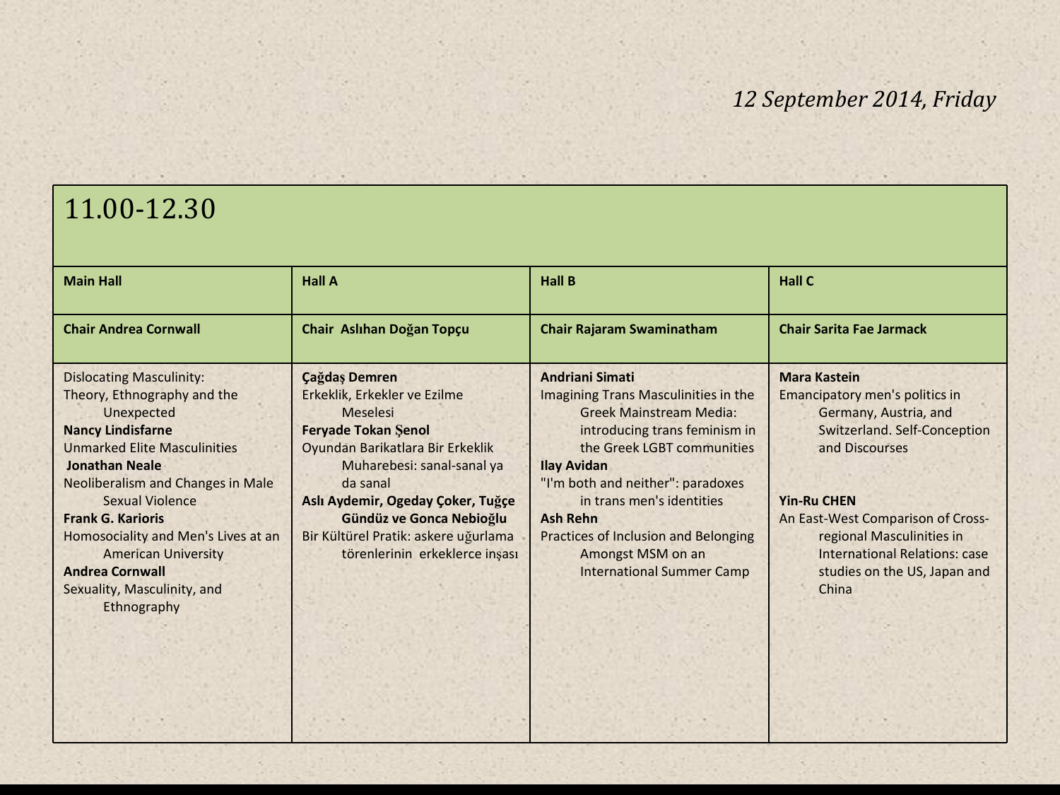*12 September 2014, Friday*

## 11.00-12.30

| Main Hall | Hall A | Hall B | Hall C |
|---|---|---|---|
| **Chair Andrea Cornwall** | **Chair Aslıhan Doğan Topçu** | **Chair Rajaram Swaminatham** | **Chair Sarita Fae Jarmack** |
| Dislocating Masculinity: Theory, Ethnography and the Unexpected<br>**Nancy Lindisfarne**<br>Unmarked Elite Masculinities<br>**Jonathan Neale**<br>Neoliberalism and Changes in Male Sexual Violence<br>**Frank G. Karioris**<br>Homosociality and Men's Lives at an American University<br>**Andrea Cornwall**<br>Sexuality, Masculinity, and Ethnography | **Çağdaş Demren**<br>Erkeklik, Erkekler ve Ezilme Meselesi<br>**Feryade Tokan Şenol**<br>Oyundan Barikatlara Bir Erkeklik Muharebesi: sanal-sanal ya da sanal<br>**Aslı Aydemir, Ogeday Çoker, Tuğçe Gündüz ve Gonca Nebioğlu**<br>Bir Kültürel Pratik: askere uğurlama törenlerinin erkeklerce inşası | **Andriani Simati**<br>Imagining Trans Masculinities in the Greek Mainstream Media: introducing trans feminism in the Greek LGBT communities<br>**Ilay Avidan**<br>"I'm both and neither": paradoxes in trans men's identities<br>**Ash Rehn**<br>Practices of Inclusion and Belonging Amongst MSM on an International Summer Camp | **Mara Kastein**<br>Emancipatory men's politics in Germany, Austria, and Switzerland. Self-Conception and Discourses<br><br>**Yin-Ru CHEN**<br>An East-West Comparison of Cross-regional Masculinities in International Relations: case studies on the US, Japan and China |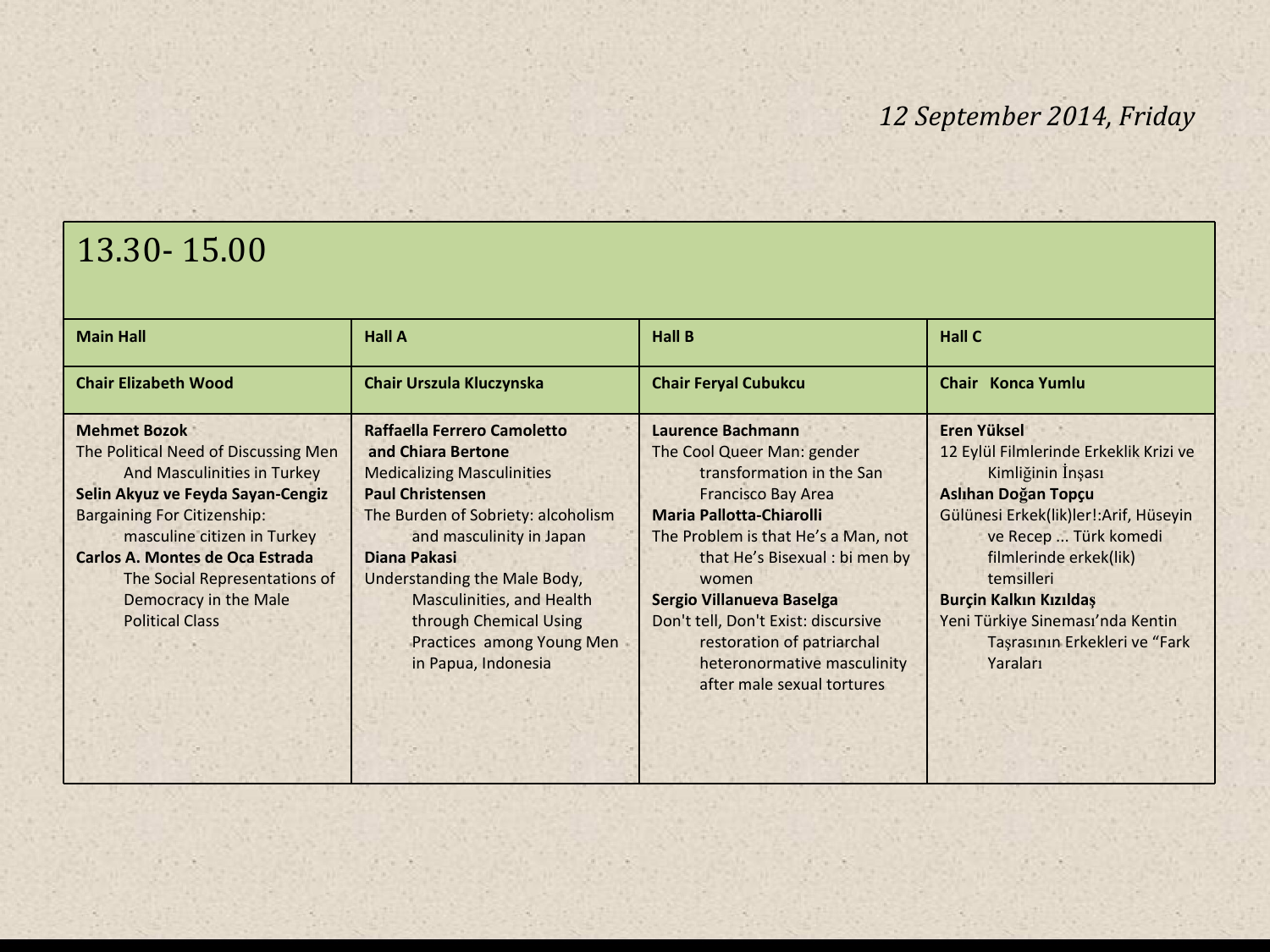*12 September 2014, Friday*

## 13.30- 15.00

| Main Hall | Hall A | Hall B | Hall C |
|---|---|---|---|
| **Chair Elizabeth Wood** | **Chair Urszula Kluczynska** | **Chair Feryal Cubukcu** | **Chair Konca Yumlu** |
| **Mehmet Bozok**<br>The Political Need of Discussing Men And Masculinities in Turkey<br>**Selin Akyuz ve Feyda Sayan-Cengiz**<br>Bargaining For Citizenship: masculine citizen in Turkey<br>**Carlos A. Montes de Oca Estrada**<br>The Social Representations of Democracy in the Male Political Class | **Raffaella Ferrero Camoletto and Chiara Bertone**<br>Medicalizing Masculinities<br>**Paul Christensen**<br>The Burden of Sobriety: alcoholism and masculinity in Japan<br>**Diana Pakasi**<br>Understanding the Male Body, Masculinities, and Health through Chemical Using Practices among Young Men in Papua, Indonesia | **Laurence Bachmann**<br>The Cool Queer Man: gender transformation in the San Francisco Bay Area<br>**Maria Pallotta-Chiarolli**<br>The Problem is that He's a Man, not that He's Bisexual : bi men by women<br>**Sergio Villanueva Baselga**<br>Don't tell, Don't Exist: discursive restoration of patriarchal heteronormative masculinity after male sexual tortures | **Eren Yüksel**<br>12 Eylül Filmlerinde Erkeklik Krizi ve Kimliğinin İnşası<br>**Aslıhan Doğan Topçu**<br>Gülünesi Erkek(lik)ler!:Arif, Hüseyin ve Recep ... Türk komedi filmlerinde erkek(lik) temsilleri<br>**Burçin Kalkın Kızıldaş**<br>Yeni Türkiye Sineması'nda Kentin Taşrasının Erkekleri ve "Fark Yaraları |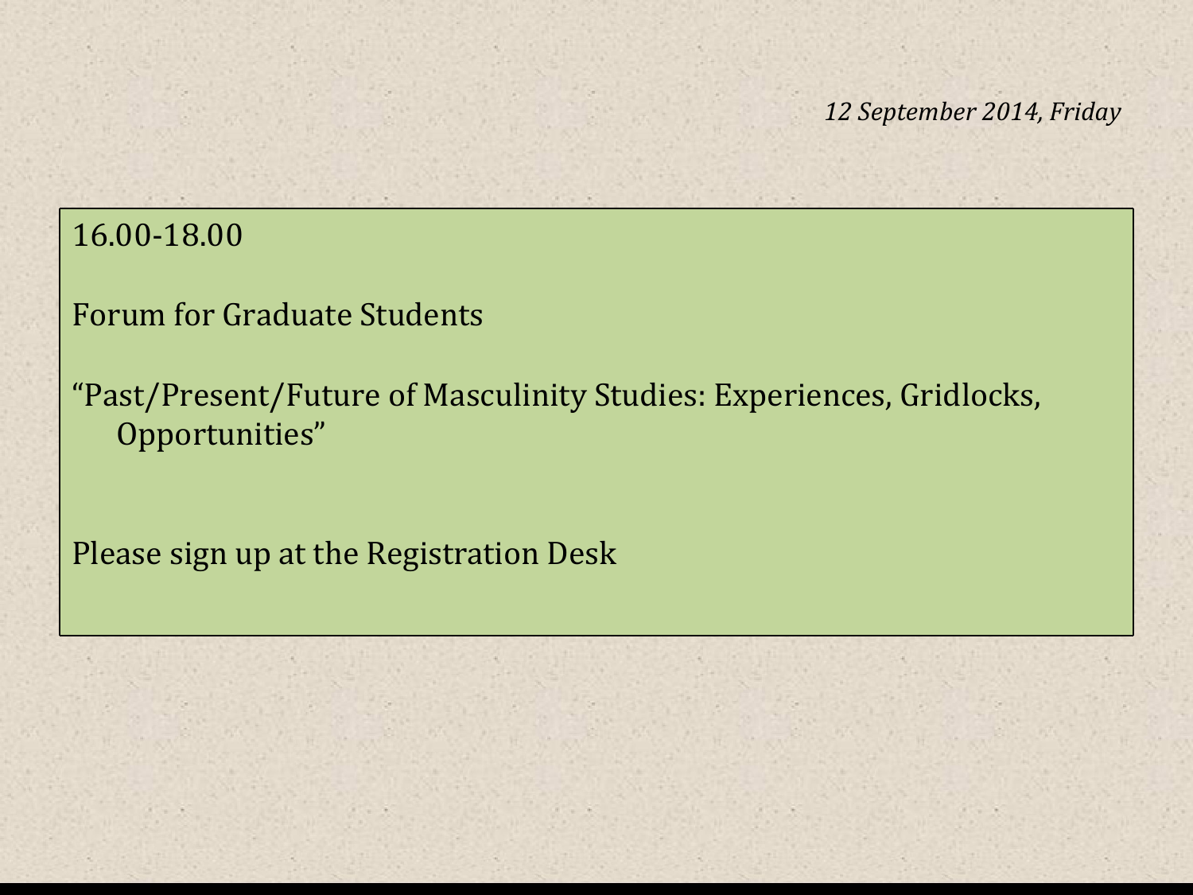*12 September 2014, Friday*

16.00-18.00

Forum for Graduate Students

“Past/Present/Future of Masculinity Studies: Experiences, Gridlocks, Opportunities”

Please sign up at the Registration Desk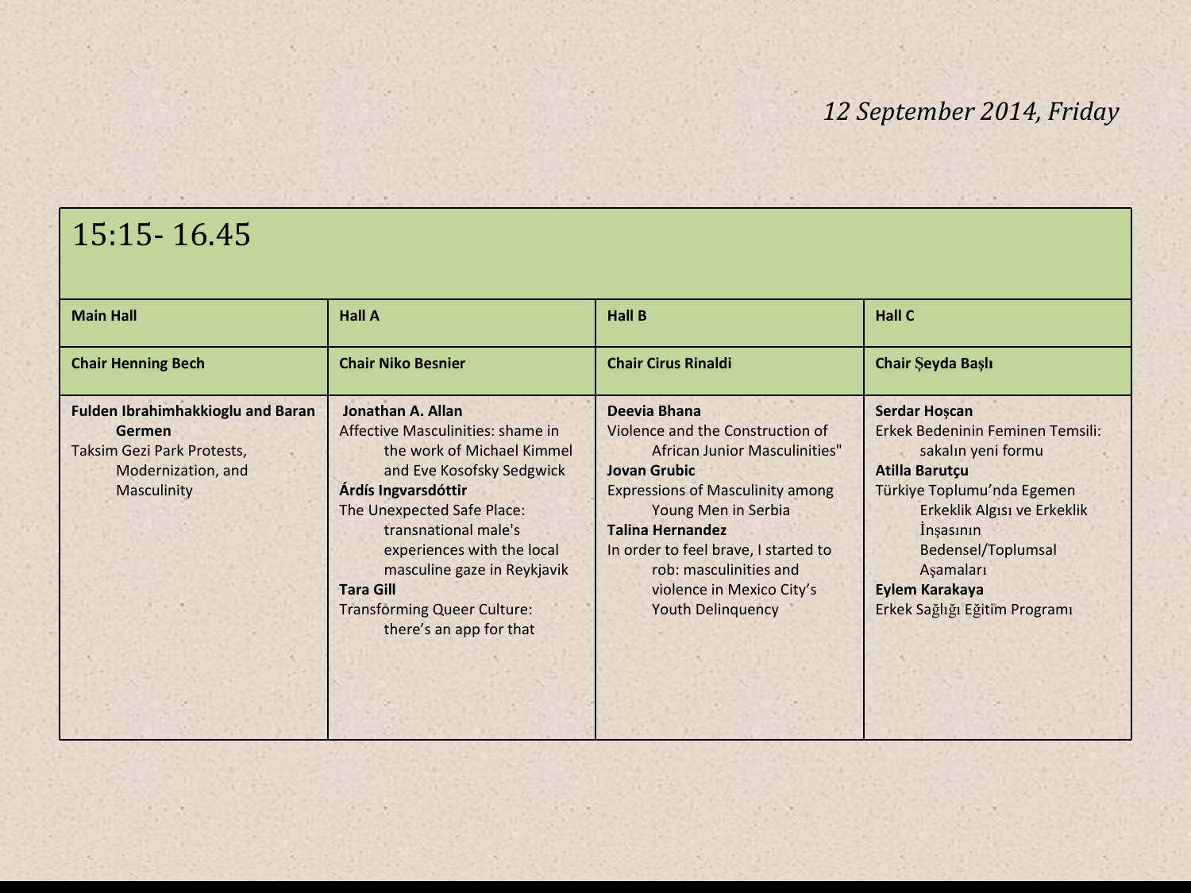*12 September 2014, Friday*

| 15:15- 16.45 | | | |
|---|---|---|---|
| **Main Hall** | **Hall A** | **Hall B** | **Hall C** |
| **Chair Henning Bech** | **Chair Niko Besnier** | **Chair Cirus Rinaldi** | **Chair Şeyda Başlı** |
| **Fulden Ibrahimhakkioglu and Baran Germen**<br>Taksim Gezi Park Protests, Modernization, and Masculinity | **Jonathan A. Allan**<br>Affective Masculinities: shame in the work of Michael Kimmel and Eve Kosofsky Sedgwick<br>**Árdís Ingvarsdóttir**<br>The Unexpected Safe Place: transnational male's experiences with the local masculine gaze in Reykjavik<br>**Tara Gill**<br>Transforming Queer Culture: there's an app for that | **Deevia Bhana**<br>Violence and the Construction of African Junior Masculinities"<br>**Jovan Grubic**<br>Expressions of Masculinity among Young Men in Serbia<br>**Talina Hernandez**<br>In order to feel brave, I started to rob: masculinities and violence in Mexico City's Youth Delinquency | **Serdar Hoşcan**<br>Erkek Bedeninin Feminen Temsili: sakalın yeni formu<br>**Atilla Barutçu**<br>Türkiye Toplumu'nda Egemen Erkeklik Algısı ve Erkeklik İnşasının Bedensel/Toplumsal Aşamaları<br>**Eylem Karakaya**<br>Erkek Sağlığı Eğitim Programı |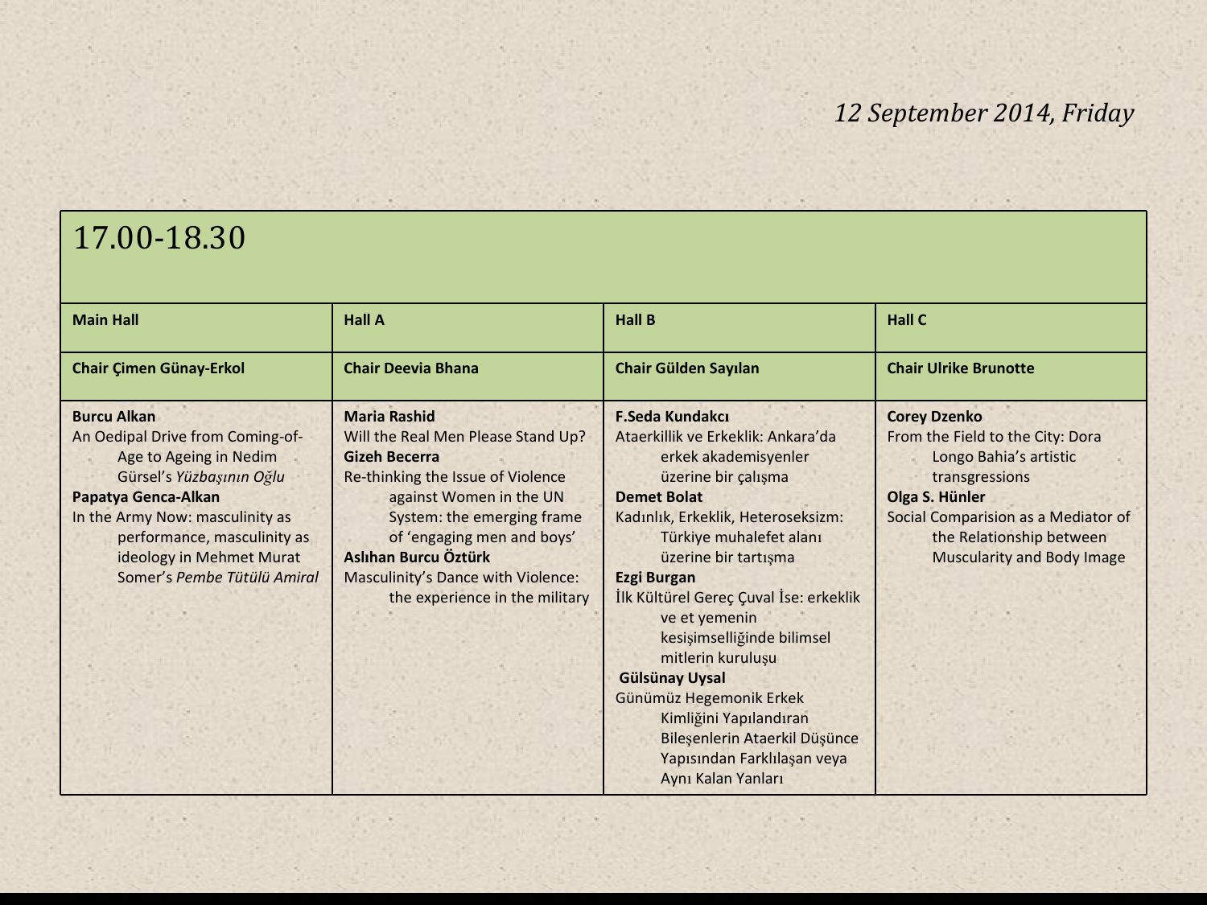*12 September 2014, Friday*

| 17.00-18.30 | | | |
|---|---|---|---|
| **Main Hall** | **Hall A** | **Hall B** | **Hall C** |
| **Chair Çimen Günay-Erkol** | **Chair Deevia Bhana** | **Chair Gülden Sayılan** | **Chair Ulrike Brunotte** |
| **Burcu Alkan**<br>An Oedipal Drive from Coming-of-Age to Ageing in Nedim Gürsel's *Yüzbaşının Oğlu*<br>**Papatya Genca-Alkan**<br>In the Army Now: masculinity as performance, masculinity as ideology in Mehmet Murat Somer's *Pembe Tütülü Amiral* | **Maria Rashid**<br>Will the Real Men Please Stand Up?<br>**Gizeh Becerra**<br>Re-thinking the Issue of Violence against Women in the UN System: the emerging frame of 'engaging men and boys'<br>**Aslıhan Burcu Öztürk**<br>Masculinity's Dance with Violence: the experience in the military | **F.Seda Kundakcı**<br>Ataerkillik ve Erkeklik: Ankara'da erkek akademisyenler üzerine bir çalışma<br>**Demet Bolat**<br>Kadınlık, Erkeklik, Heteroseksizm: Türkiye muhalefet alanı üzerine bir tartışma<br>**Ezgi Burgan**<br>İlk Kültürel Gereç Çuval İse: erkeklik ve et yemenin kesişimselliğinde bilimsel mitlerin kuruluşu<br>**Gülsünay Uysal**<br>Günümüz Hegemonik Erkek Kimliğini Yapılandıran Bileşenlerin Ataerkil Düşünce Yapısından Farklılaşan veya Aynı Kalan Yanları | **Corey Dzenko**<br>From the Field to the City: Dora Longo Bahia's artistic transgressions<br>**Olga S. Hünler**<br>Social Comparision as a Mediator of the Relationship between Muscularity and Body Image |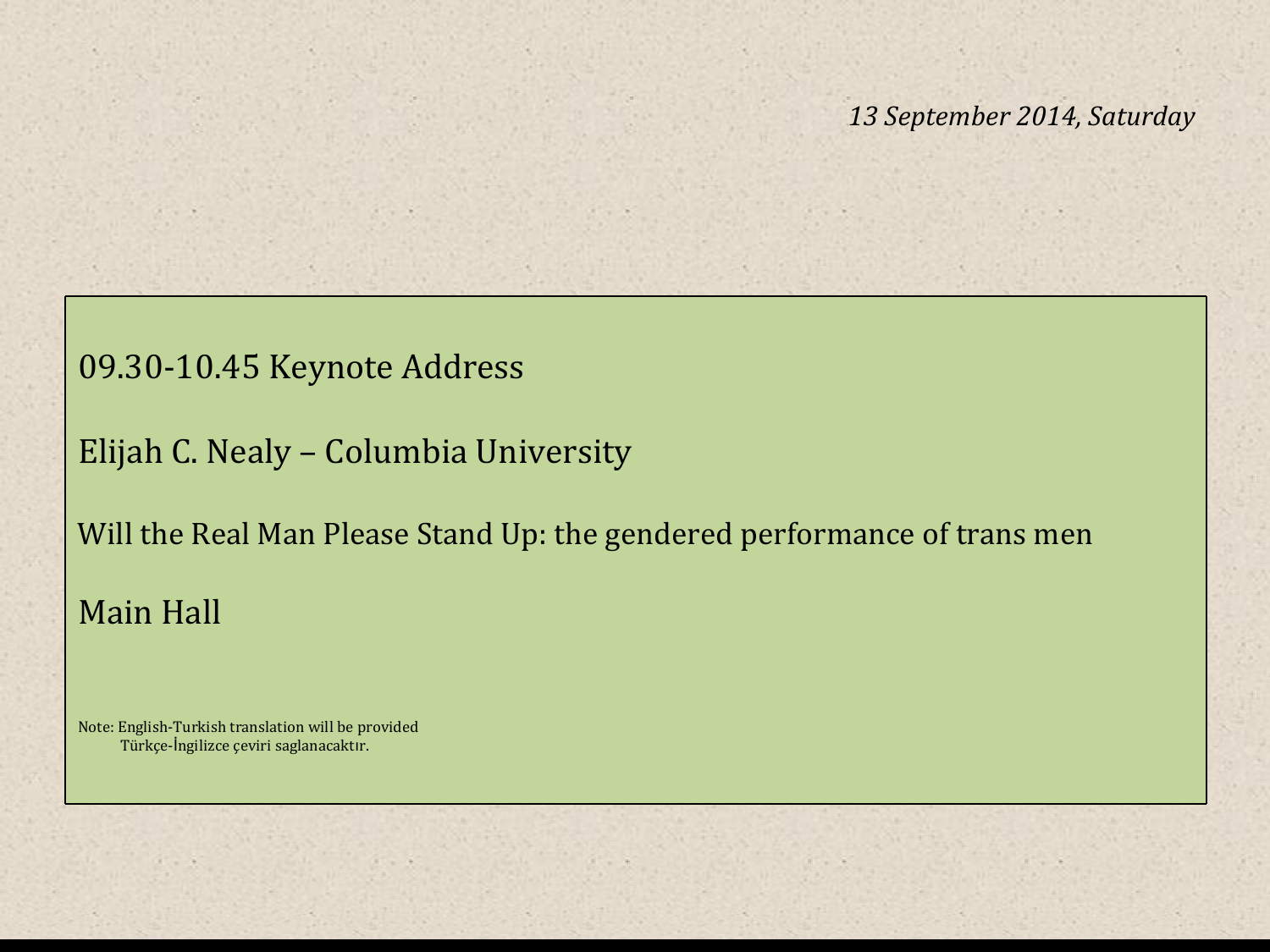*13 September 2014, Saturday*

09.30-10.45 Keynote Address

Elijah C. Nealy – Columbia University

Will the Real Man Please Stand Up: the gendered performance of trans men

Main Hall

Note: English-Turkish translation will be provided
Türkçe-İngilizce çeviri saglanacaktır.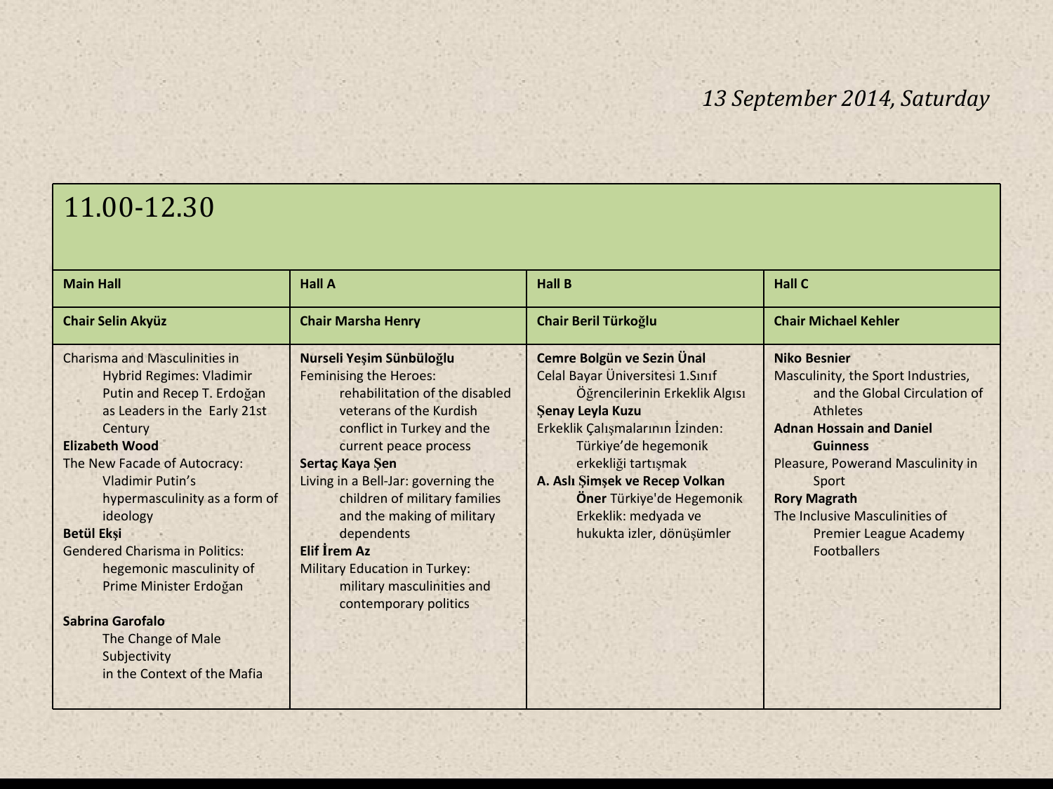*13 September 2014, Saturday*

## 11.00-12.30

| Main Hall | Hall A | Hall B | Hall C |
| --- | --- | --- | --- |
| **Chair Selin Akyüz** | **Chair Marsha Henry** | **Chair Beril Türkoğlu** | **Chair Michael Kehler** |
| Charisma and Masculinities in Hybrid Regimes: Vladimir Putin and Recep T. Erdoğan as Leaders in the Early 21st Century<br>**Elizabeth Wood**<br>The New Facade of Autocracy: Vladimir Putin's hypermasculinity as a form of ideology<br>**Betül Ekşi**<br>Gendered Charisma in Politics: hegemonic masculinity of Prime Minister Erdoğan<br><br>**Sabrina Garofalo**<br>The Change of Male Subjectivity in the Context of the Mafia | **Nurseli Yeşim Sünbüloğlu**<br>Feminising the Heroes: rehabilitation of the disabled veterans of the Kurdish conflict in Turkey and the current peace process<br>**Sertaç Kaya Şen**<br>Living in a Bell-Jar: governing the children of military families and the making of military dependents<br>**Elif İrem Az**<br>Military Education in Turkey: military masculinities and contemporary politics | **Cemre Bolgün ve Sezin Ünal**<br>Celal Bayar Üniversitesi 1.Sınıf Öğrencilerinin Erkeklik Algısı<br>**Şenay Leyla Kuzu**<br>Erkeklik Çalışmalarının İzinden: Türkiye'de hegemonik erkekliği tartışmak<br>**A. Aslı Şimşek ve Recep Volkan Öner** Türkiye'de Hegemonik Erkeklik: medyada ve hukukta izler, dönüşümler | **Niko Besnier**<br>Masculinity, the Sport Industries, and the Global Circulation of Athletes<br>**Adnan Hossain and Daniel Guinness**<br>Pleasure, Powerand Masculinity in Sport<br>**Rory Magrath**<br>The Inclusive Masculinities of Premier League Academy Footballers |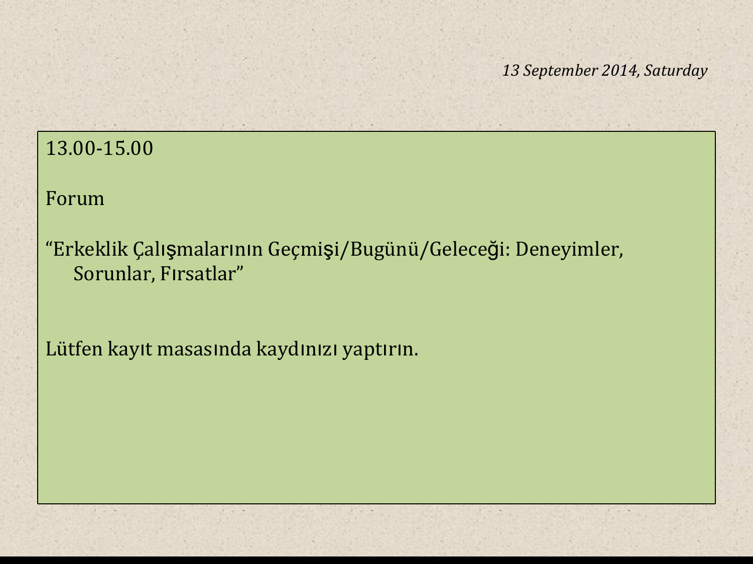*13 September 2014, Saturday*

13.00-15.00

Forum

“Erkeklik Çalışmalarının Geçmişi/Bugünü/Geleceği: Deneyimler, Sorunlar, Fırsatlar”

Lütfen kayıt masasında kaydınızı yaptırın.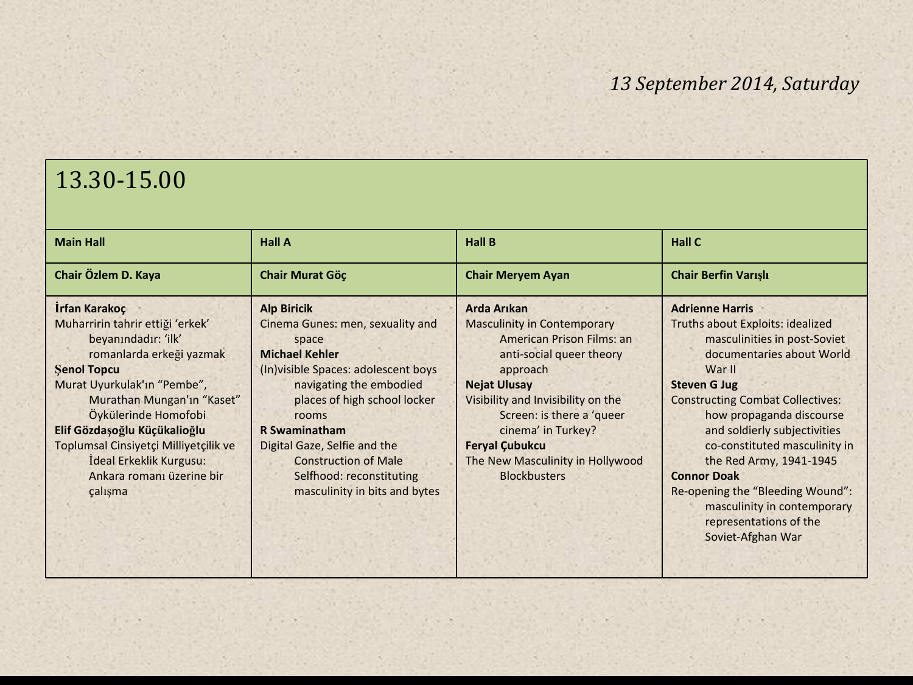*13 September 2014, Saturday*

| 13.30-15.00 | | | |
|---|---|---|---|
| **Main Hall** | **Hall A** | **Hall B** | **Hall C** |
| **Chair Özlem D. Kaya** | **Chair Murat Göç** | **Chair Meryem Ayan** | **Chair Berfin Varışlı** |
| **İrfan Karakoç**<br>Muharririn tahrir ettiği 'erkek' beyanındadır: 'ilk' romanlarda erkeği yazmak<br>**Şenol Topcu**<br>Murat Uyurkulak'ın "Pembe", Murathan Mungan'ın "Kaset" Öykülerinde Homofobi<br>**Elif Gözdaşoğlu Küçükalioğlu**<br>Toplumsal Cinsiyetçi Milliyetçilik ve İdeal Erkeklik Kurgusu: Ankara romanı üzerine bir çalışma | **Alp Biricik**<br>Cinema Gunes: men, sexuality and space<br>**Michael Kehler**<br>(In)visible Spaces: adolescent boys navigating the embodied places of high school locker rooms<br>**R Swaminatham**<br>Digital Gaze, Selfie and the Construction of Male Selfhood: reconstituting masculinity in bits and bytes | **Arda Arıkan**<br>Masculinity in Contemporary American Prison Films: an anti-social queer theory approach<br>**Nejat Ulusay**<br>Visibility and Invisibility on the Screen: is there a 'queer cinema' in Turkey?<br>**Feryal Çubukcu**<br>The New Masculinity in Hollywood Blockbusters | **Adrienne Harris**<br>Truths about Exploits: idealized masculinities in post-Soviet documentaries about World War II<br>**Steven G Jug**<br>Constructing Combat Collectives: how propaganda discourse and soldierly subjectivities co-constituted masculinity in the Red Army, 1941-1945<br>**Connor Doak**<br>Re-opening the "Bleeding Wound": masculinity in contemporary representations of the Soviet-Afghan War |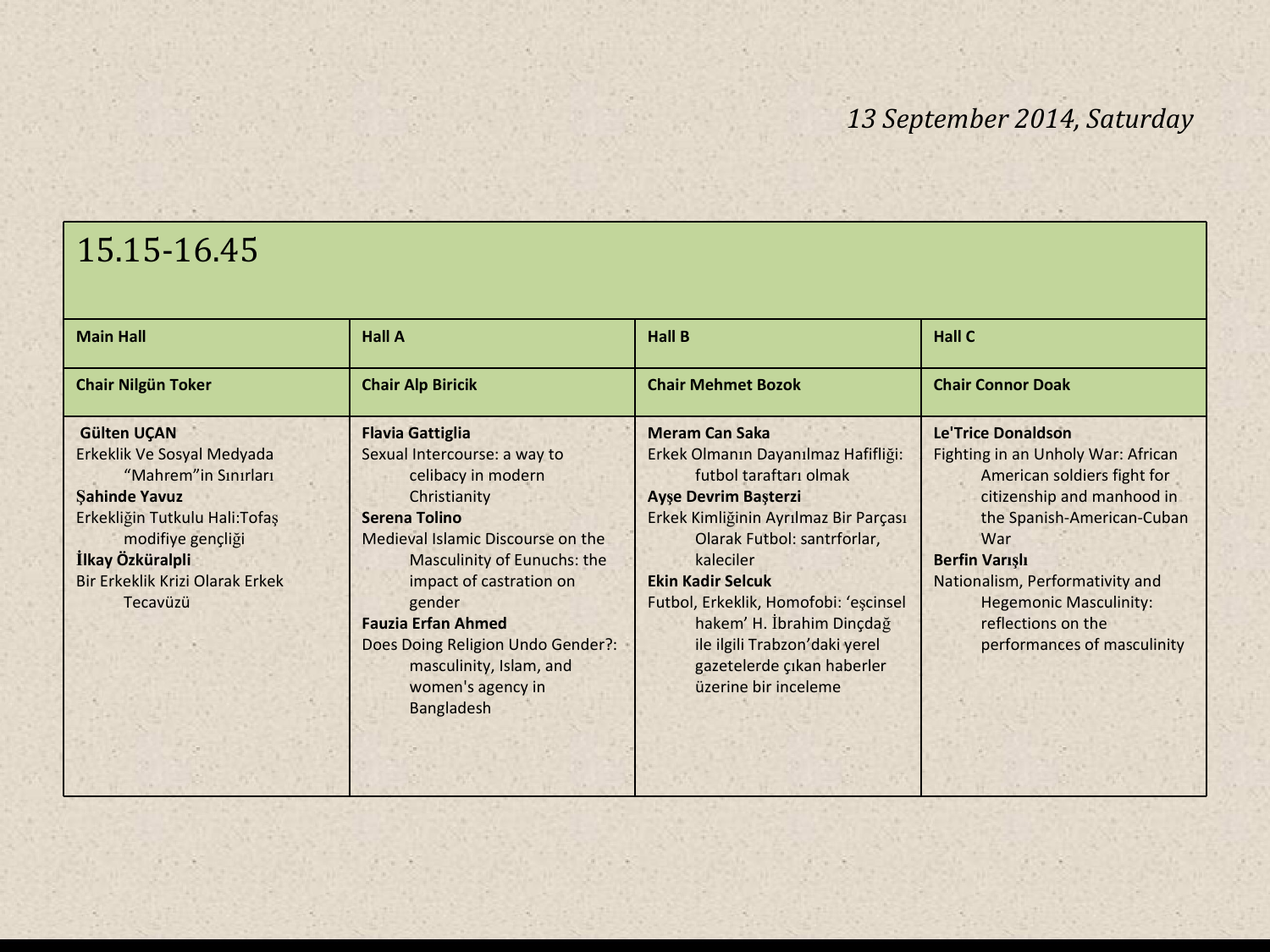*13 September 2014, Saturday*

| 15.15-16.45 | | | |
|---|---|---|---|
| **Main Hall** | **Hall A** | **Hall B** | **Hall C** |
| **Chair Nilgün Toker** | **Chair Alp Biricik** | **Chair Mehmet Bozok** | **Chair Connor Doak** |
| **Gülten UÇAN**<br>Erkeklik Ve Sosyal Medyada "Mahrem"in Sınırları<br>**Şahinde Yavuz**<br>Erkekliğin Tutkulu Hali:Tofaş modifiye gençliği<br>**İlkay Özküralpli**<br>Bir Erkeklik Krizi Olarak Erkek Tecavüzü | **Flavia Gattiglia**<br>Sexual Intercourse: a way to celibacy in modern Christianity<br>**Serena Tolino**<br>Medieval Islamic Discourse on the Masculinity of Eunuchs: the impact of castration on gender<br>**Fauzia Erfan Ahmed**<br>Does Doing Religion Undo Gender?: masculinity, Islam, and women's agency in Bangladesh | **Meram Can Saka**<br>Erkek Olmanın Dayanılmaz Hafifliği: futbol taraftarı olmak<br>**Ayşe Devrim Başterzi**<br>Erkek Kimliğinin Ayrılmaz Bir Parçası Olarak Futbol: santrforlar, kaleciler<br>**Ekin Kadir Selcuk**<br>Futbol, Erkeklik, Homofobi: 'eşcinsel hakem' H. İbrahim Dinçdağ ile ilgili Trabzon'daki yerel gazetelerde çıkan haberler üzerine bir inceleme | **Le'Trice Donaldson**<br>Fighting in an Unholy War: African American soldiers fight for citizenship and manhood in the Spanish-American-Cuban War<br>**Berfin Varışlı**<br>Nationalism, Performativity and Hegemonic Masculinity: reflections on the performances of masculinity |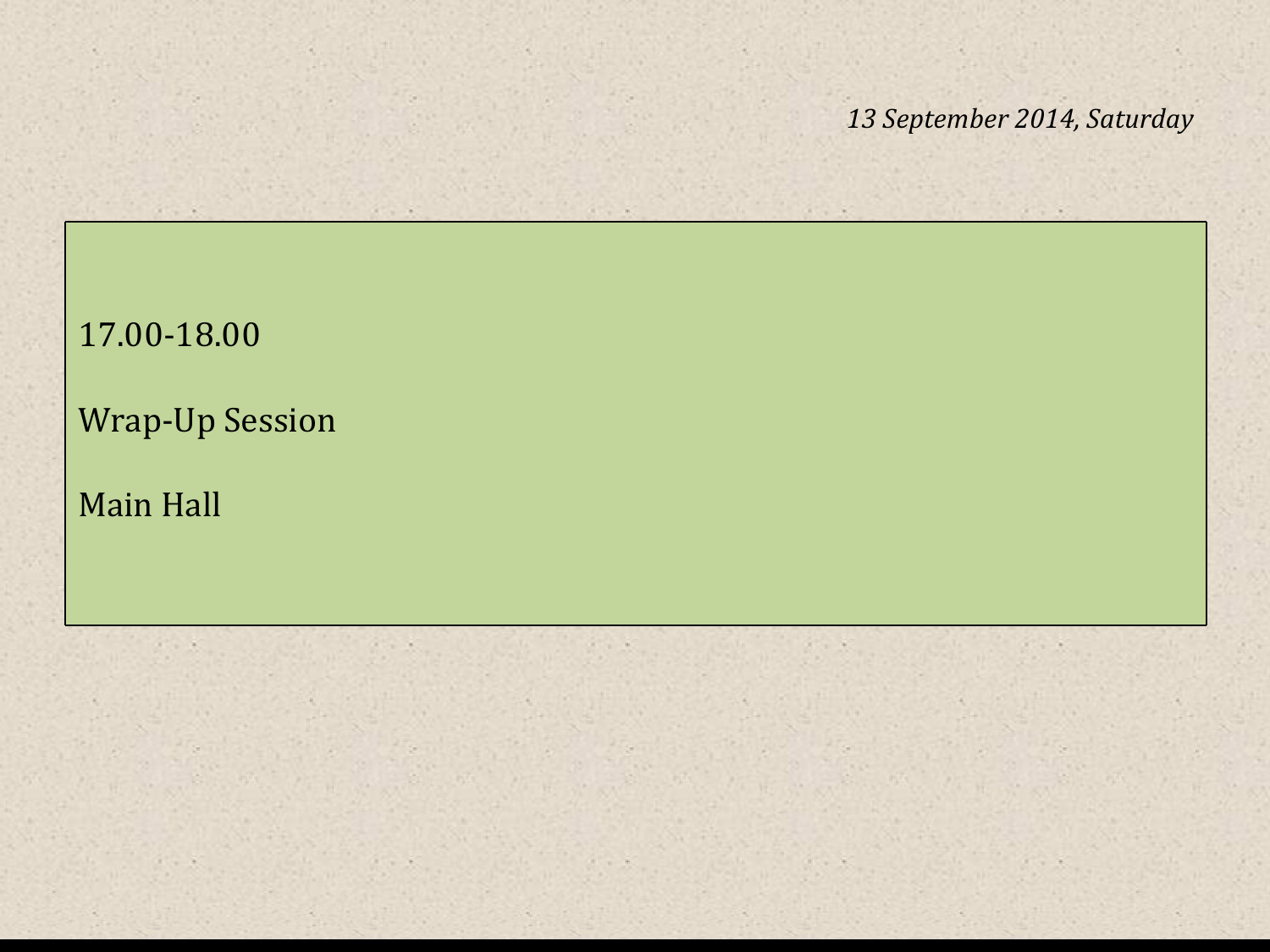*13 September 2014, Saturday*

17.00-18.00

Wrap-Up Session

Main Hall